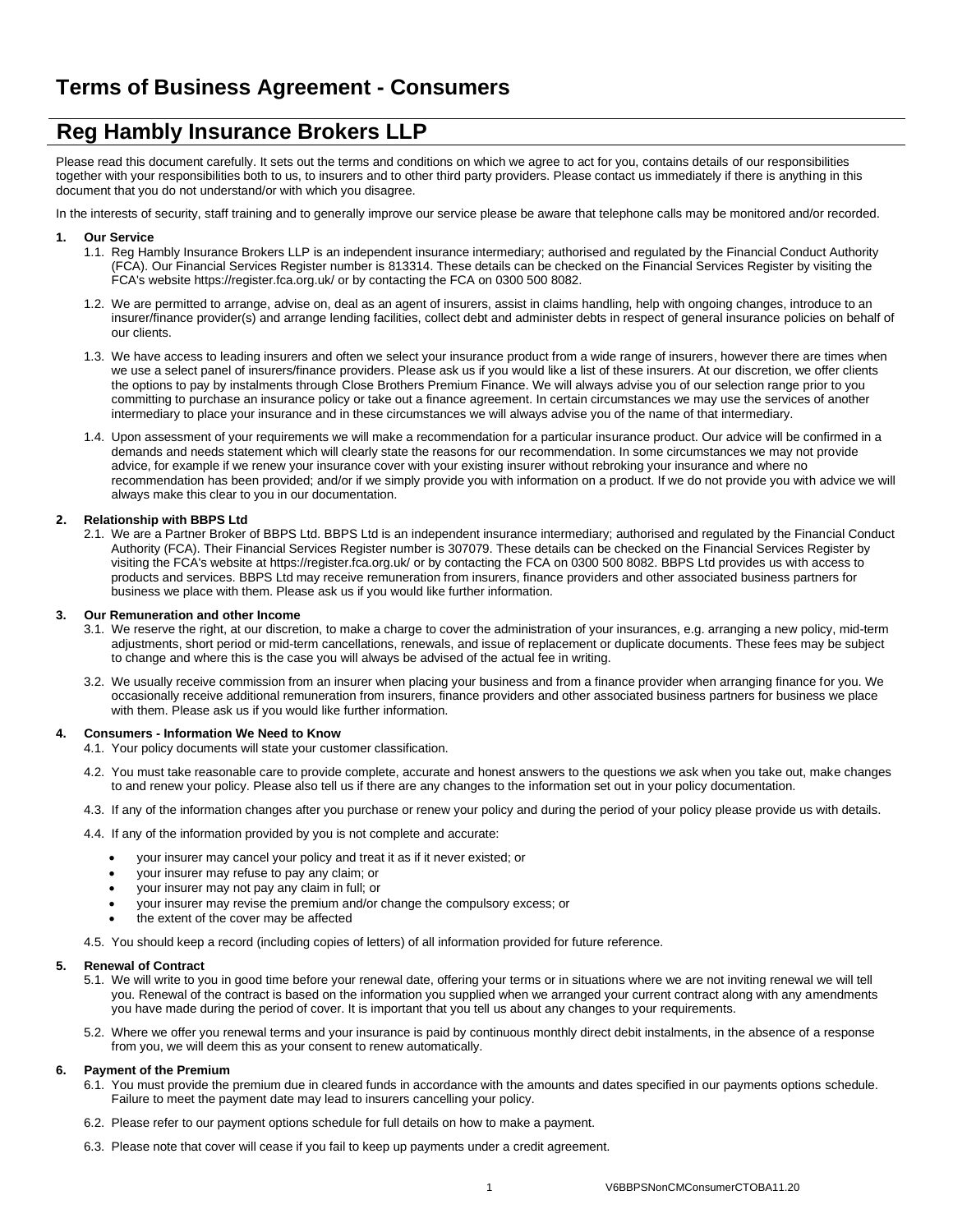# Terms of Business Agreement - Consumers

## Reg Hambly Insurance Brokers LLP

Please read this document carefully. It sets out the terms and conditions on which we agree to act for you, contains details of our responsibilities together with your responsibilities both to us, to insurers and to other third party providers. Please contact us immediately if there is anything in this document that you do not understand/or with which you disagree.

In the interests of security, staff training and to generally improve our service please be aware that telephone calls may be monitored and/or recorded.

### 1. Our Service

1.1. Reg Hambly Insurance Brokers LLP is an independent insurance intermediary; authorised and regulated by the Financial Conduct Authority (FCA). Our Financial Services Register number is 813314. These details can be checked on the Financial Services Register by visiting the FCA's website https://register.fca.org.uk/ or by contacting the FCA on 0300 500 8082.

1.2. We are permitted to arrange, advise on, deal as an agent of insurers, assist in claims handling, help with ongoing changes, introduce to an insurer/finance provider(s) and arrange lending facilities, collect debt and administer debts in respect of general insurance policies on behalf of our clients.

1.3. We have access to leading insurers and often we select your insurance product from a wide range of insurers, however there are times when we use a select panel of insurers/finance providers. Please ask us if you would like a list of these insurers. At our discretion, we offer clients the options to pay by instalments through Close Brothers Premium Finance. We will always advise you of our selection range prior to you committing to purchase an insurance policy or take out a finance agreement. In certain circumstances we may use the services of another intermediary to place your insurance and in these circumstances we will always advise you of the name of that intermediary.

1.4. Upon assessment of your requirements we will make a recommendation for a particular insurance product. Our advice will be confirmed in a demands and needs statement which will clearly state the reasons for our recommendation. In some circumstances we may not provide advice, for example if we renew your insurance cover with your existing insurer without rebroking your insurance and where no recommendation has been provided; and/or if we simply provide you with information on a product. If we do not provide you with advice we will always make this clear to you in our documentation.

### 2. Relationship with BBPS Ltd

2.1. We are a Partner Broker of BBPS Ltd. BBPS Ltd is an independent insurance intermediary; authorised and regulated by the Financial Conduct Authority (FCA). Their Financial Services Register number is 307079. These details can be checked on the Financial Services Register by visiting the FCA's website at https://register.fca.org.uk/ or by contacting the FCA on 0300 500 8082. BBPS Ltd provides us with access to products and services. BBPS Ltd may receive remuneration from insurers, finance providers and other associated business partners for business we place with them. Please ask us if you would like further information.

### 3. Our Remuneration and other Income

3.1. We reserve the right, at our discretion, to make a charge to cover the administration of your insurances, e.g. arranging a new policy, mid-term adjustments, short period or mid-term cancellations, renewals, and issue of replacement or duplicate documents. These fees may be subject to change and where this is the case you will always be advised of the actual fee in writing.

3.2. We usually receive commission from an insurer when placing your business and from a finance provider when arranging finance for you. We occasionally receive additional remuneration from insurers, finance providers and other associated business partners for business we place with them. Please ask us if you would like further information.

### 4. Consumers - Information We Need to Know

4.1. Your policy documents will state your customer classification.

4.2. You must take reasonable care to provide complete, accurate and honest answers to the questions we ask when you take out, make changes to and renew your policy. Please also tell us if there are any changes to the information set out in your policy documentation.

4.3. If any of the information changes after you purchase or renew your policy and during the period of your policy please provide us with details.

4.4. If any of the information provided by you is not complete and accurate:

- your insurer may cancel your policy and treat it as if it never existed; or
- your insurer may refuse to pay any claim; or
- your insurer may not pay any claim in full; or
- your insurer may revise the premium and/or change the compulsory excess; or
- the extent of the cover may be affected

4.5. You should keep a record (including copies of letters) of all information provided for future reference.

### 5. Renewal of Contract

5.1. We will write to you in good time before your renewal date, offering your terms or in situations where we are not inviting renewal we will tell you. Renewal of the contract is based on the information you supplied when we arranged your current contract along with any amendments you have made during the period of cover. It is important that you tell us about any changes to your requirements.

5.2. Where we offer you renewal terms and your insurance is paid by continuous monthly direct debit instalments, in the absence of a response from you, we will deem this as your consent to renew automatically.

### 6. Payment of the Premium

6.1. You must provide the premium due in cleared funds in accordance with the amounts and dates specified in our payments options schedule. Failure to meet the payment date may lead to insurers cancelling your policy.

6.2. Please refer to our payment options schedule for full details on how to make a payment.

6.3. Please note that cover will cease if you fail to keep up payments under a credit agreement.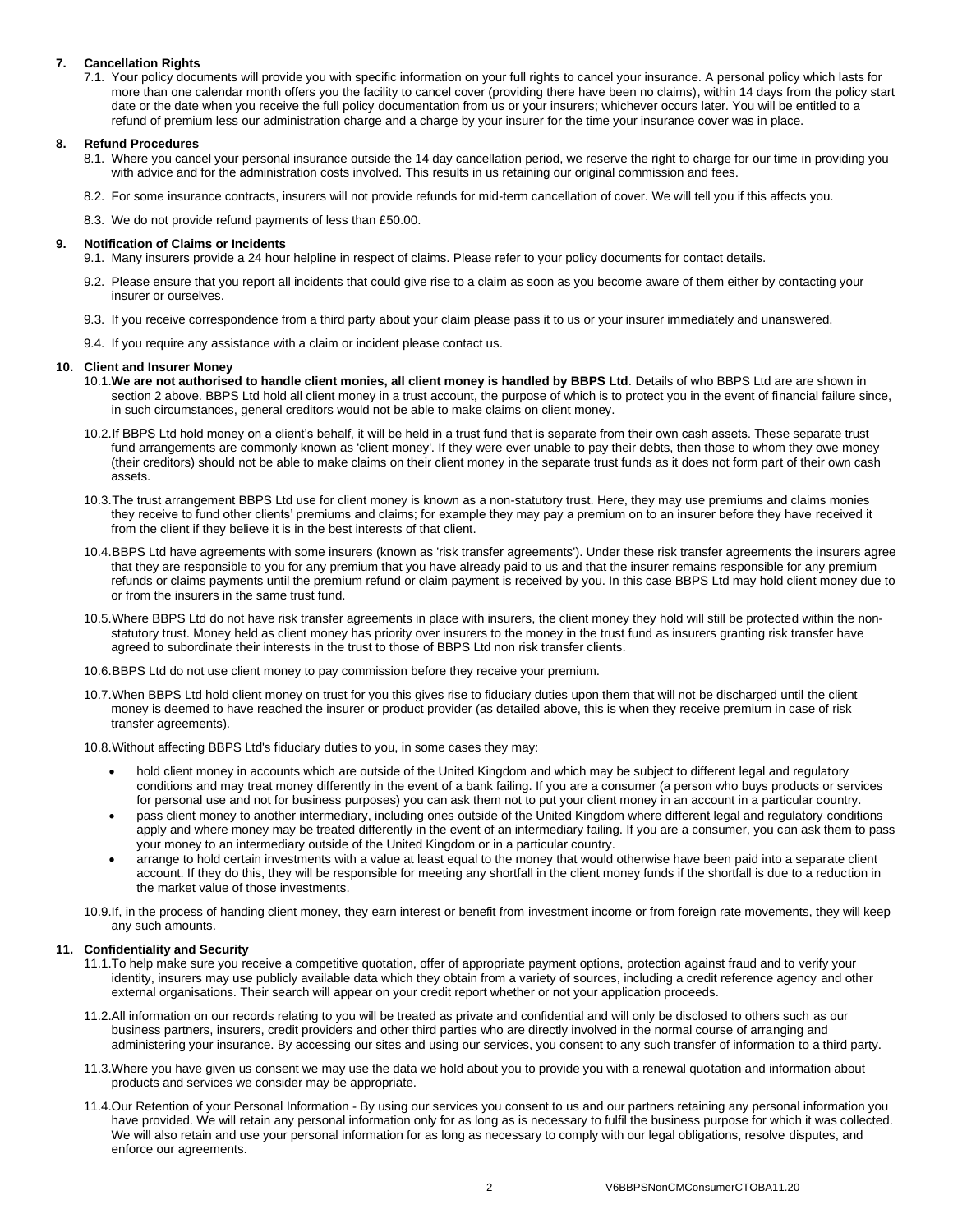## 7. Cancellation Rights

7.1. Your policy documents will provide you with specific information on your full rights to cancel your insurance. A personal policy which lasts for more than one calendar month offers you the facility to cancel cover (providing there have been no claims), within 14 days from the policy start date or the date when you receive the full policy documentation from us or your insurers; whichever occurs later. You will be entitled to a refund of premium less our administration charge and a charge by your insurer for the time your insurance cover was in place.

## 8. Refund Procedures

8.1. Where you cancel your personal insurance outside the 14 day cancellation period, we reserve the right to charge for our time in providing you with advice and for the administration costs involved. This results in us retaining our original commission and fees.

8.2. For some insurance contracts, insurers will not provide refunds for mid-term cancellation of cover. We will tell you if this affects you.

8.3. We do not provide refund payments of less than £50.00.

## 9. Notification of Claims or Incidents

9.1. Many insurers provide a 24 hour helpline in respect of claims. Please refer to your policy documents for contact details.

9.2. Please ensure that you report all incidents that could give rise to a claim as soon as you become aware of them either by contacting your insurer or ourselves.

9.3. If you receive correspondence from a third party about your claim please pass it to us or your insurer immediately and unanswered.

9.4. If you require any assistance with a claim or incident please contact us.

## 10. Client and Insurer Money

10.1. **We are not authorised to handle client monies, all client money is handled by BBPS Ltd**. Details of who BBPS Ltd are are shown in section 2 above. BBPS Ltd hold all client money in a trust account, the purpose of which is to protect you in the event of financial failure since, in such circumstances, general creditors would not be able to make claims on client money.

10.2. If BBPS Ltd hold money on a client's behalf, it will be held in a trust fund that is separate from their own cash assets. These separate trust fund arrangements are commonly known as 'client money'. If they were ever unable to pay their debts, then those to whom they owe money (their creditors) should not be able to make claims on their client money in the separate trust funds as it does not form part of their own cash assets.

10.3. The trust arrangement BBPS Ltd use for client money is known as a non-statutory trust. Here, they may use premiums and claims monies they receive to fund other clients' premiums and claims; for example they may pay a premium on to an insurer before they have received it from the client if they believe it is in the best interests of that client.

10.4. BBPS Ltd have agreements with some insurers (known as 'risk transfer agreements'). Under these risk transfer agreements the insurers agree that they are responsible to you for any premium that you have already paid to us and that the insurer remains responsible for any premium refunds or claims payments until the premium refund or claim payment is received by you. In this case BBPS Ltd may hold client money due to or from the insurers in the same trust fund.

10.5. Where BBPS Ltd do not have risk transfer agreements in place with insurers, the client money they hold will still be protected within the non-statutory trust. Money held as client money has priority over insurers to the money in the trust fund as insurers granting risk transfer have agreed to subordinate their interests in the trust to those of BBPS Ltd non risk transfer clients.

10.6. BBPS Ltd do not use client money to pay commission before they receive your premium.

10.7. When BBPS Ltd hold client money on trust for you this gives rise to fiduciary duties upon them that will not be discharged until the client money is deemed to have reached the insurer or product provider (as detailed above, this is when they receive premium in case of risk transfer agreements).

10.8. Without affecting BBPS Ltd's fiduciary duties to you, in some cases they may:

- hold client money in accounts which are outside of the United Kingdom and which may be subject to different legal and regulatory conditions and may treat money differently in the event of a bank failing. If you are a consumer (a person who buys products or services for personal use and not for business purposes) you can ask them not to put your client money in an account in a particular country.
- pass client money to another intermediary, including ones outside of the United Kingdom where different legal and regulatory conditions apply and where money may be treated differently in the event of an intermediary failing. If you are a consumer, you can ask them to pass your money to an intermediary outside of the United Kingdom or in a particular country.
- arrange to hold certain investments with a value at least equal to the money that would otherwise have been paid into a separate client account. If they do this, they will be responsible for meeting any shortfall in the client money funds if the shortfall is due to a reduction in the market value of those investments.

10.9. If, in the process of handing client money, they earn interest or benefit from investment income or from foreign rate movements, they will keep any such amounts.

## 11. Confidentiality and Security

11.1. To help make sure you receive a competitive quotation, offer of appropriate payment options, protection against fraud and to verify your identity, insurers may use publicly available data which they obtain from a variety of sources, including a credit reference agency and other external organisations. Their search will appear on your credit report whether or not your application proceeds.

11.2. All information on our records relating to you will be treated as private and confidential and will only be disclosed to others such as our business partners, insurers, credit providers and other third parties who are directly involved in the normal course of arranging and administering your insurance. By accessing our sites and using our services, you consent to any such transfer of information to a third party.

11.3. Where you have given us consent we may use the data we hold about you to provide you with a renewal quotation and information about products and services we consider may be appropriate.

11.4. Our Retention of your Personal Information - By using our services you consent to us and our partners retaining any personal information you have provided. We will retain any personal information only for as long as is necessary to fulfil the business purpose for which it was collected. We will also retain and use your personal information for as long as necessary to comply with our legal obligations, resolve disputes, and enforce our agreements.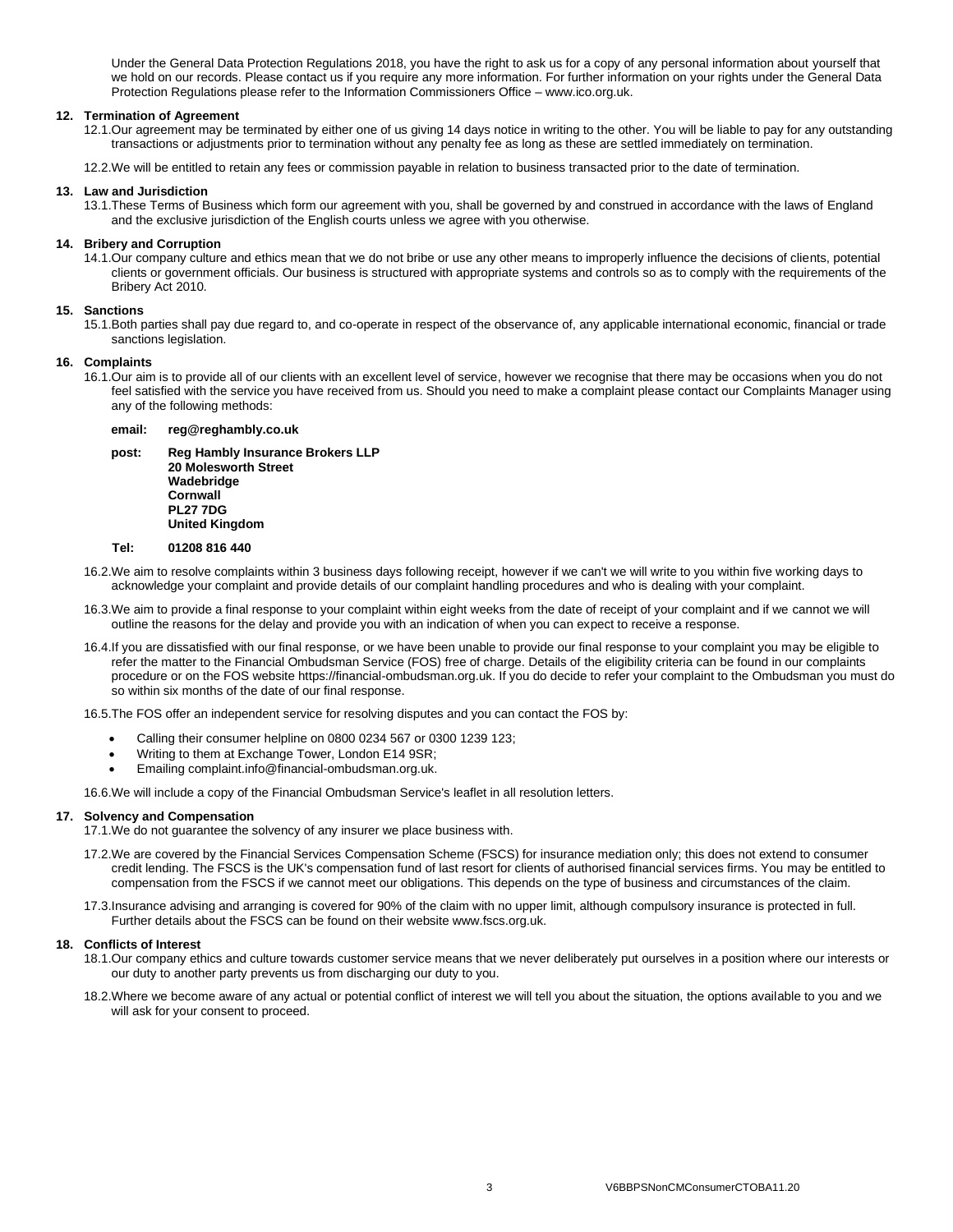Under the General Data Protection Regulations 2018, you have the right to ask us for a copy of any personal information about yourself that we hold on our records. Please contact us if you require any more information. For further information on your rights under the General Data Protection Regulations please refer to the Information Commissioners Office – www.ico.org.uk.

**12. Termination of Agreement**

12.1. Our agreement may be terminated by either one of us giving 14 days notice in writing to the other. You will be liable to pay for any outstanding transactions or adjustments prior to termination without any penalty fee as long as these are settled immediately on termination.

12.2. We will be entitled to retain any fees or commission payable in relation to business transacted prior to the date of termination.

**13. Law and Jurisdiction**

13.1. These Terms of Business which form our agreement with you, shall be governed by and construed in accordance with the laws of England and the exclusive jurisdiction of the English courts unless we agree with you otherwise.

**14. Bribery and Corruption**

14.1. Our company culture and ethics mean that we do not bribe or use any other means to improperly influence the decisions of clients, potential clients or government officials. Our business is structured with appropriate systems and controls so as to comply with the requirements of the Bribery Act 2010.

**15. Sanctions**

15.1. Both parties shall pay due regard to, and co-operate in respect of the observance of, any applicable international economic, financial or trade sanctions legislation.

**16. Complaints**

16.1. Our aim is to provide all of our clients with an excellent level of service, however we recognise that there may be occasions when you do not feel satisfied with the service you have received from us. Should you need to make a complaint please contact our Complaints Manager using any of the following methods:

**email:** **reg@reghambly.co.uk**

**post:** **Reg Hambly Insurance Brokers LLP**
**20 Molesworth Street**
**Wadebridge**
**Cornwall**
**PL27 7DG**
**United Kingdom**

**Tel:** **01208 816 440**

16.2. We aim to resolve complaints within 3 business days following receipt, however if we can't we will write to you within five working days to acknowledge your complaint and provide details of our complaint handling procedures and who is dealing with your complaint.

16.3. We aim to provide a final response to your complaint within eight weeks from the date of receipt of your complaint and if we cannot we will outline the reasons for the delay and provide you with an indication of when you can expect to receive a response.

16.4. If you are dissatisfied with our final response, or we have been unable to provide our final response to your complaint you may be eligible to refer the matter to the Financial Ombudsman Service (FOS) free of charge. Details of the eligibility criteria can be found in our complaints procedure or on the FOS website https://financial-ombudsman.org.uk. If you do decide to refer your complaint to the Ombudsman you must do so within six months of the date of our final response.

16.5. The FOS offer an independent service for resolving disputes and you can contact the FOS by:

- Calling their consumer helpline on 0800 0234 567 or 0300 1239 123;
- Writing to them at Exchange Tower, London E14 9SR;
- Emailing complaint.info@financial-ombudsman.org.uk.

16.6. We will include a copy of the Financial Ombudsman Service's leaflet in all resolution letters.

**17. Solvency and Compensation**

17.1. We do not guarantee the solvency of any insurer we place business with.

17.2. We are covered by the Financial Services Compensation Scheme (FSCS) for insurance mediation only; this does not extend to consumer credit lending. The FSCS is the UK's compensation fund of last resort for clients of authorised financial services firms. You may be entitled to compensation from the FSCS if we cannot meet our obligations. This depends on the type of business and circumstances of the claim.

17.3. Insurance advising and arranging is covered for 90% of the claim with no upper limit, although compulsory insurance is protected in full. Further details about the FSCS can be found on their website www.fscs.org.uk.

**18. Conflicts of Interest**

18.1. Our company ethics and culture towards customer service means that we never deliberately put ourselves in a position where our interests or our duty to another party prevents us from discharging our duty to you.

18.2. Where we become aware of any actual or potential conflict of interest we will tell you about the situation, the options available to you and we will ask for your consent to proceed.

V6BBPSNonCMConsumerCTOBA11.20